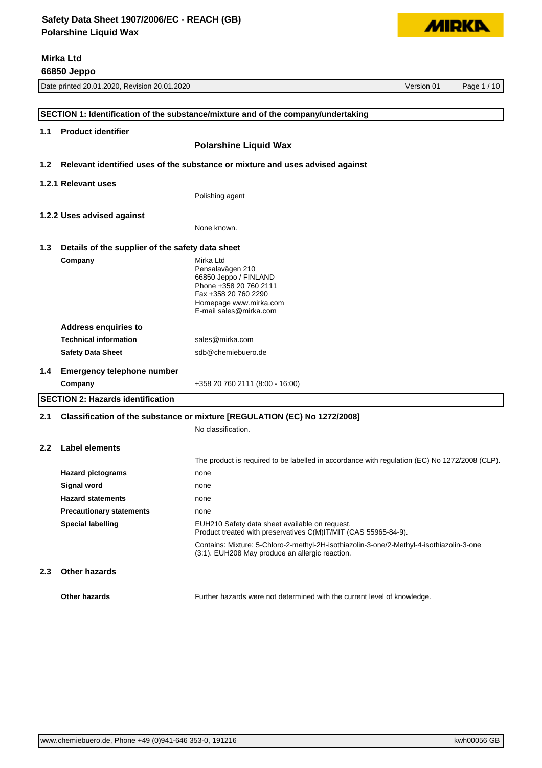# Safety Data Sheet 1907/2006/EC - REACH (GB)
# Polarshine Liquid Wax

**Mirka Ltd**
**66850 Jeppo**

Date printed 20.01.2020, Revision 20.01.2020 | Version 01

## SECTION 1: Identification of the substance/mixture and of the company/undertaking

### 1.1 Product identifier

**Polarshine Liquid Wax**

### 1.2 Relevant identified uses of the substance or mixture and uses advised against

#### 1.2.1 Relevant uses

Polishing agent

#### 1.2.2 Uses advised against

None known.

### 1.3 Details of the supplier of the safety data sheet

**Company**

Mirka Ltd
Pensalavägen 210
66850 Jeppo / FINLAND
Phone +358 20 760 2111
Fax +358 20 760 2290
Homepage www.mirka.com
E-mail sales@mirka.com

**Address enquiries to**

| | |
|---|---|
| **Technical information** | sales@mirka.com |
| **Safety Data Sheet** | sdb@chemiebuero.de |

### 1.4 Emergency telephone number

| | |
|---|---|
| **Company** | +358 20 760 2111 (8:00 - 16:00) |

## SECTION 2: Hazards identification

### 2.1 Classification of the substance or mixture [REGULATION (EC) No 1272/2008]

No classification.

### 2.2 Label elements

The product is required to be labelled in accordance with regulation (EC) No 1272/2008 (CLP).

| | |
|---|---|
| **Hazard pictograms** | none |
| **Signal word** | none |
| **Hazard statements** | none |
| **Precautionary statements** | none |
| **Special labelling** | EUH210 Safety data sheet available on request.<br>Product treated with preservatives C(M)IT/MIT (CAS 55965-84-9).<br><br>Contains: Mixture: 5-Chloro-2-methyl-2H-isothiazolin-3-one/2-Methyl-4-isothiazolin-3-one (3:1). EUH208 May produce an allergic reaction. |

### 2.3 Other hazards

| | |
|---|---|
| **Other hazards** | Further hazards were not determined with the current level of knowledge. |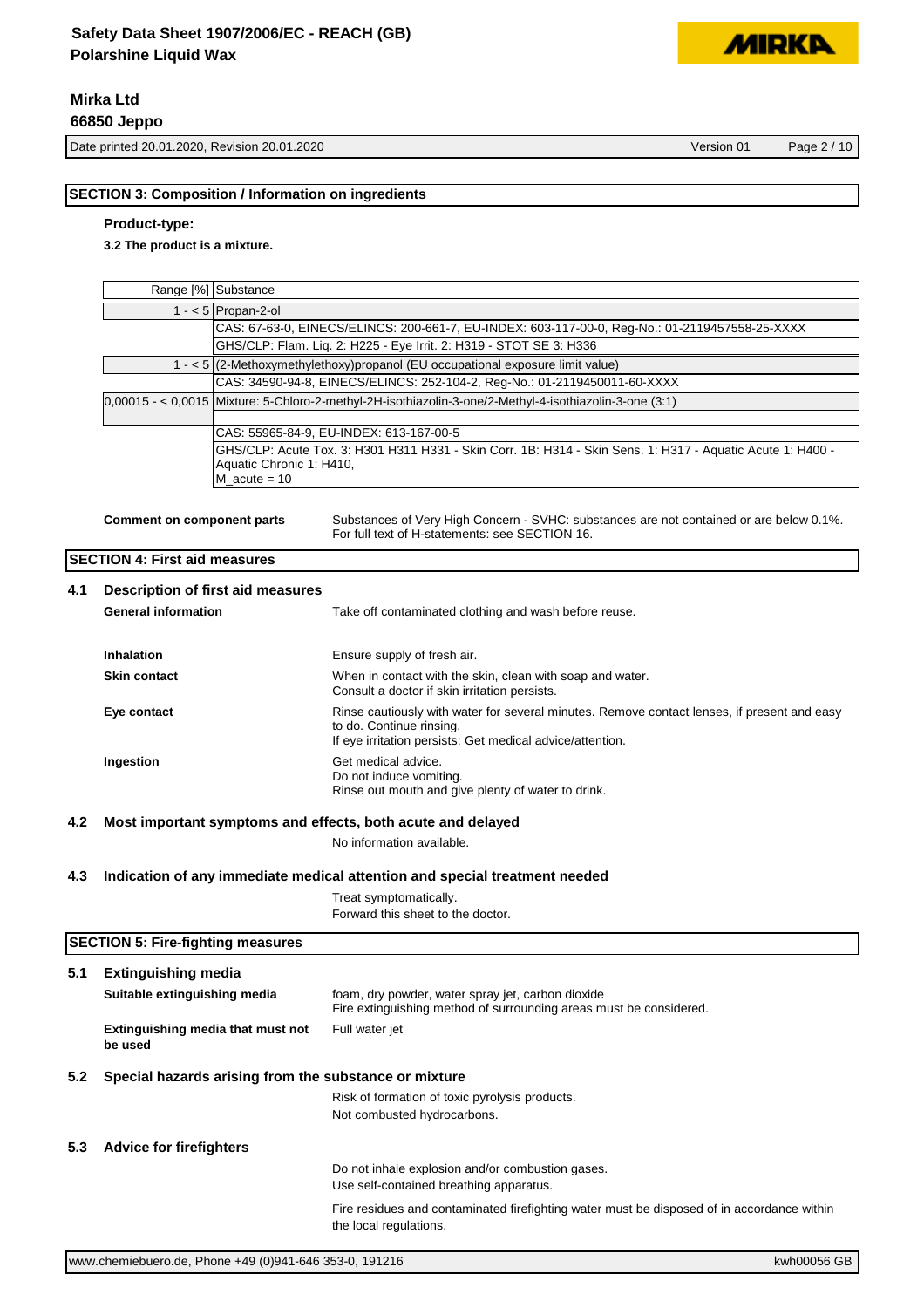## SECTION 3: Composition / Information on ingredients

**Product-type:**

**3.2 The product is a mixture.**

| Range [%] | Substance |
|---|---|
| 1 - < 5 | Propan-2-ol |
| | CAS: 67-63-0, EINECS/ELINCS: 200-661-7, EU-INDEX: 603-117-00-0, Reg-No.: 01-2119457558-25-XXXX |
| | GHS/CLP: Flam. Liq. 2: H225 - Eye Irrit. 2: H319 - STOT SE 3: H336 |
| 1 - < 5 | (2-Methoxymethylethoxy)propanol (EU occupational exposure limit value) |
| | CAS: 34590-94-8, EINECS/ELINCS: 252-104-2, Reg-No.: 01-2119450011-60-XXXX |
| 0,00015 - < 0,0015 | Mixture: 5-Chloro-2-methyl-2H-isothiazolin-3-one/2-Methyl-4-isothiazolin-3-one (3:1) |
| | |
| | CAS: 55965-84-9, EU-INDEX: 613-167-00-5 |
| | GHS/CLP: Acute Tox. 3: H301 H311 H331 - Skin Corr. 1B: H314 - Skin Sens. 1: H317 - Aquatic Acute 1: H400 - Aquatic Chronic 1: H410, M_acute = 10 |

**Comment on component parts** Substances of Very High Concern - SVHC: substances are not contained or are below 0.1%. For full text of H-statements: see SECTION 16.

## SECTION 4: First aid measures

### 4.1 Description of first aid measures

**General information** Take off contaminated clothing and wash before reuse.

**Inhalation** Ensure supply of fresh air.

**Skin contact** When in contact with the skin, clean with soap and water. Consult a doctor if skin irritation persists.

**Eye contact** Rinse cautiously with water for several minutes. Remove contact lenses, if present and easy to do. Continue rinsing. If eye irritation persists: Get medical advice/attention.

**Ingestion** Get medical advice. Do not induce vomiting. Rinse out mouth and give plenty of water to drink.

### 4.2 Most important symptoms and effects, both acute and delayed

No information available.

### 4.3 Indication of any immediate medical attention and special treatment needed

Treat symptomatically.
Forward this sheet to the doctor.

## SECTION 5: Fire-fighting measures

### 5.1 Extinguishing media

**Suitable extinguishing media** foam, dry powder, water spray jet, carbon dioxide
Fire extinguishing method of surrounding areas must be considered.

**Extinguishing media that must not be used** Full water jet

### 5.2 Special hazards arising from the substance or mixture

Risk of formation of toxic pyrolysis products.
Not combusted hydrocarbons.

### 5.3 Advice for firefighters

Do not inhale explosion and/or combustion gases.
Use self-contained breathing apparatus.

Fire residues and contaminated firefighting water must be disposed of in accordance within the local regulations.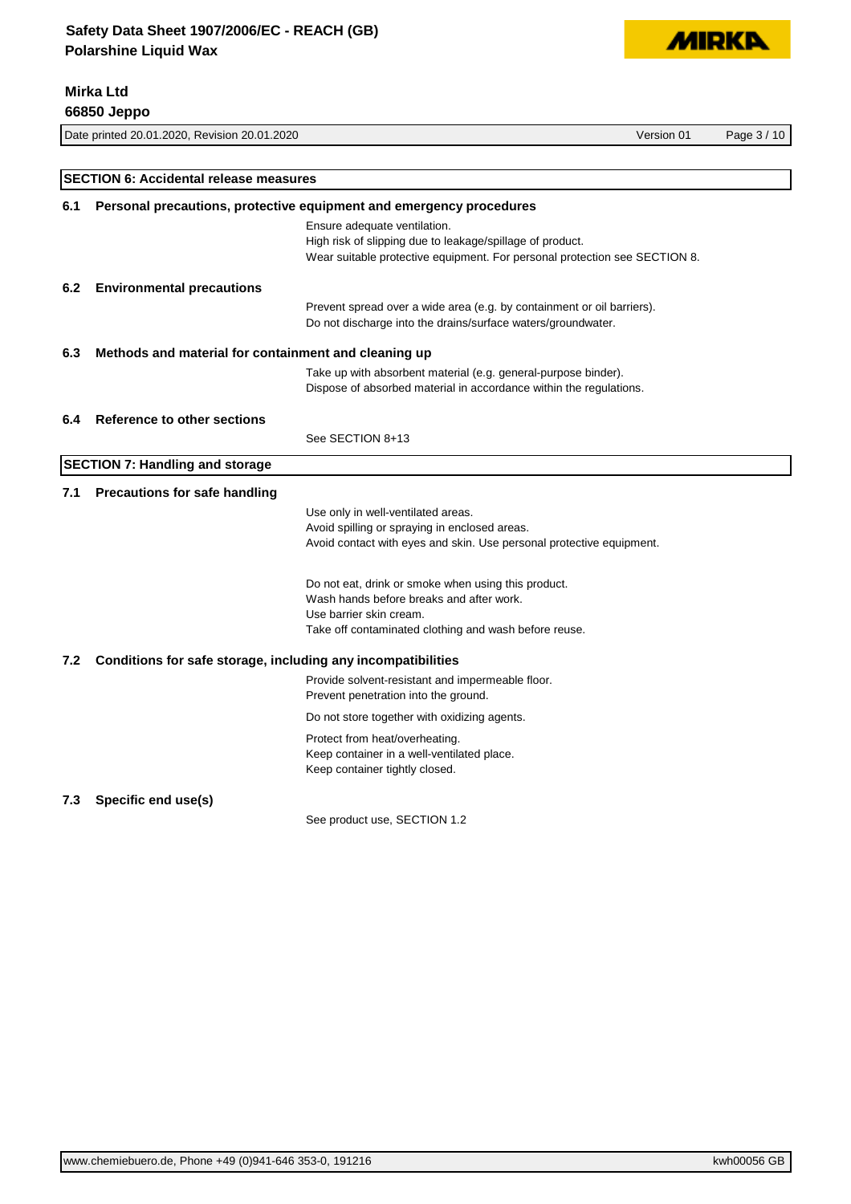## SECTION 6: Accidental release measures

### 6.1 Personal precautions, protective equipment and emergency procedures

Ensure adequate ventilation.
High risk of slipping due to leakage/spillage of product.
Wear suitable protective equipment. For personal protection see SECTION 8.

### 6.2 Environmental precautions

Prevent spread over a wide area (e.g. by containment or oil barriers).
Do not discharge into the drains/surface waters/groundwater.

### 6.3 Methods and material for containment and cleaning up

Take up with absorbent material (e.g. general-purpose binder).
Dispose of absorbed material in accordance within the regulations.

### 6.4 Reference to other sections

See SECTION 8+13

## SECTION 7: Handling and storage

### 7.1 Precautions for safe handling

Use only in well-ventilated areas.
Avoid spilling or spraying in enclosed areas.
Avoid contact with eyes and skin. Use personal protective equipment.

Do not eat, drink or smoke when using this product.
Wash hands before breaks and after work.
Use barrier skin cream.
Take off contaminated clothing and wash before reuse.

### 7.2 Conditions for safe storage, including any incompatibilities

Provide solvent-resistant and impermeable floor.
Prevent penetration into the ground.

Do not store together with oxidizing agents.

Protect from heat/overheating.
Keep container in a well-ventilated place.
Keep container tightly closed.

### 7.3 Specific end use(s)

See product use, SECTION 1.2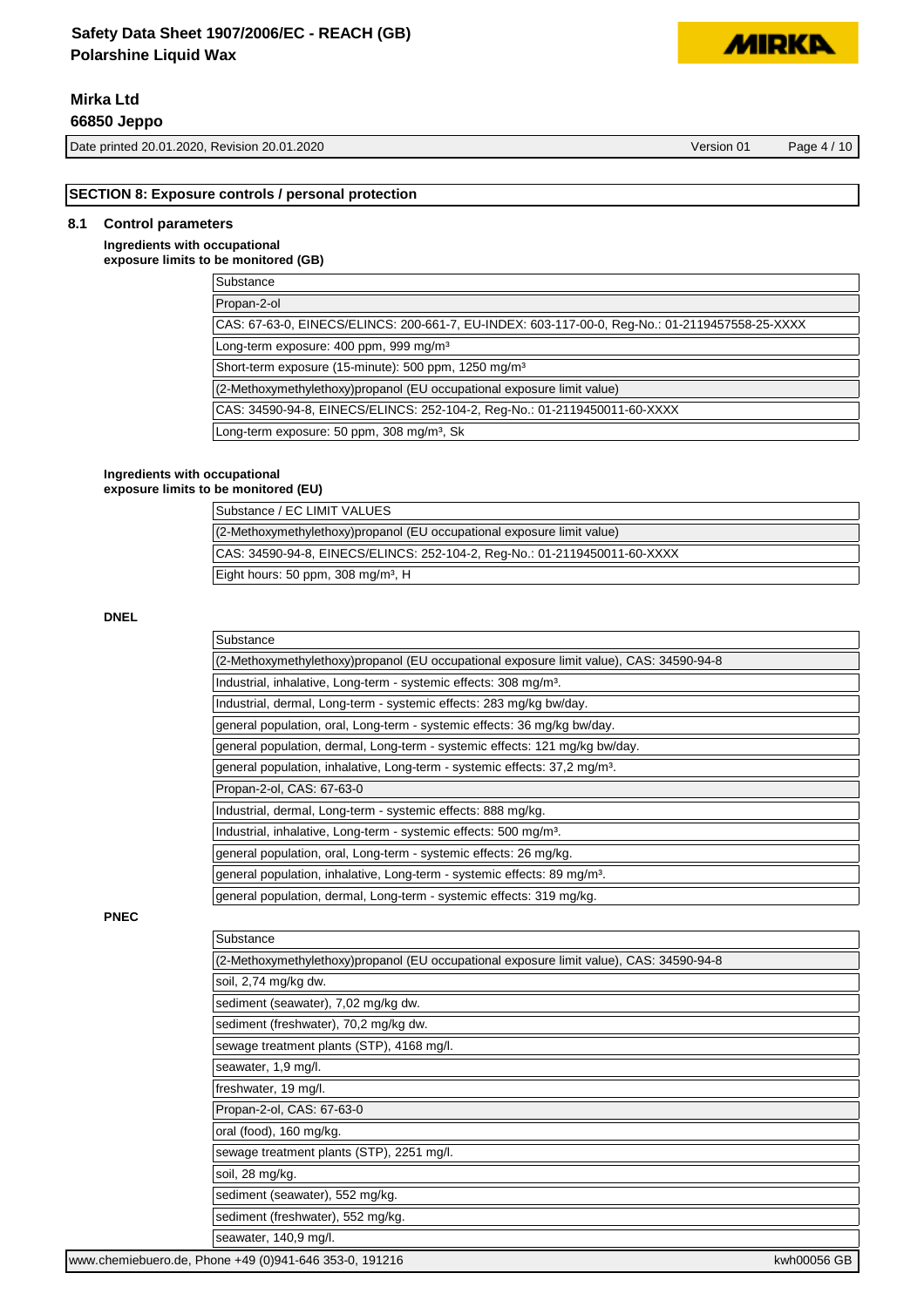## SECTION 8: Exposure controls / personal protection

### 8.1 Control parameters

**Ingredients with occupational exposure limits to be monitored (GB)**

| Substance |
|---|
| Propan-2-ol |
| CAS: 67-63-0, EINECS/ELINCS: 200-661-7, EU-INDEX: 603-117-00-0, Reg-No.: 01-2119457558-25-XXXX |
| Long-term exposure: 400 ppm, 999 mg/m³ |
| Short-term exposure (15-minute): 500 ppm, 1250 mg/m³ |
| (2-Methoxymethylethoxy)propanol (EU occupational exposure limit value) |
| CAS: 34590-94-8, EINECS/ELINCS: 252-104-2, Reg-No.: 01-2119450011-60-XXXX |
| Long-term exposure: 50 ppm, 308 mg/m³, Sk |

**Ingredients with occupational exposure limits to be monitored (EU)**

| Substance / EC LIMIT VALUES |
|---|
| (2-Methoxymethylethoxy)propanol (EU occupational exposure limit value) |
| CAS: 34590-94-8, EINECS/ELINCS: 252-104-2, Reg-No.: 01-2119450011-60-XXXX |
| Eight hours: 50 ppm, 308 mg/m³, H |

**DNEL**

| Substance |
|---|
| (2-Methoxymethylethoxy)propanol (EU occupational exposure limit value), CAS: 34590-94-8 |
| Industrial, inhalative, Long-term - systemic effects: 308 mg/m³. |
| Industrial, dermal, Long-term - systemic effects: 283 mg/kg bw/day. |
| general population, oral, Long-term - systemic effects: 36 mg/kg bw/day. |
| general population, dermal, Long-term - systemic effects: 121 mg/kg bw/day. |
| general population, inhalative, Long-term - systemic effects: 37,2 mg/m³. |
| Propan-2-ol, CAS: 67-63-0 |
| Industrial, dermal, Long-term - systemic effects: 888 mg/kg. |
| Industrial, inhalative, Long-term - systemic effects: 500 mg/m³. |
| general population, oral, Long-term - systemic effects: 26 mg/kg. |
| general population, inhalative, Long-term - systemic effects: 89 mg/m³. |
| general population, dermal, Long-term - systemic effects: 319 mg/kg. |

**PNEC**

| Substance |
|---|
| (2-Methoxymethylethoxy)propanol (EU occupational exposure limit value), CAS: 34590-94-8 |
| soil, 2,74 mg/kg dw. |
| sediment (seawater), 7,02 mg/kg dw. |
| sediment (freshwater), 70,2 mg/kg dw. |
| sewage treatment plants (STP), 4168 mg/l. |
| seawater, 1,9 mg/l. |
| freshwater, 19 mg/l. |
| Propan-2-ol, CAS: 67-63-0 |
| oral (food), 160 mg/kg. |
| sewage treatment plants (STP), 2251 mg/l. |
| soil, 28 mg/kg. |
| sediment (seawater), 552 mg/kg. |
| sediment (freshwater), 552 mg/kg. |
| seawater, 140,9 mg/l. |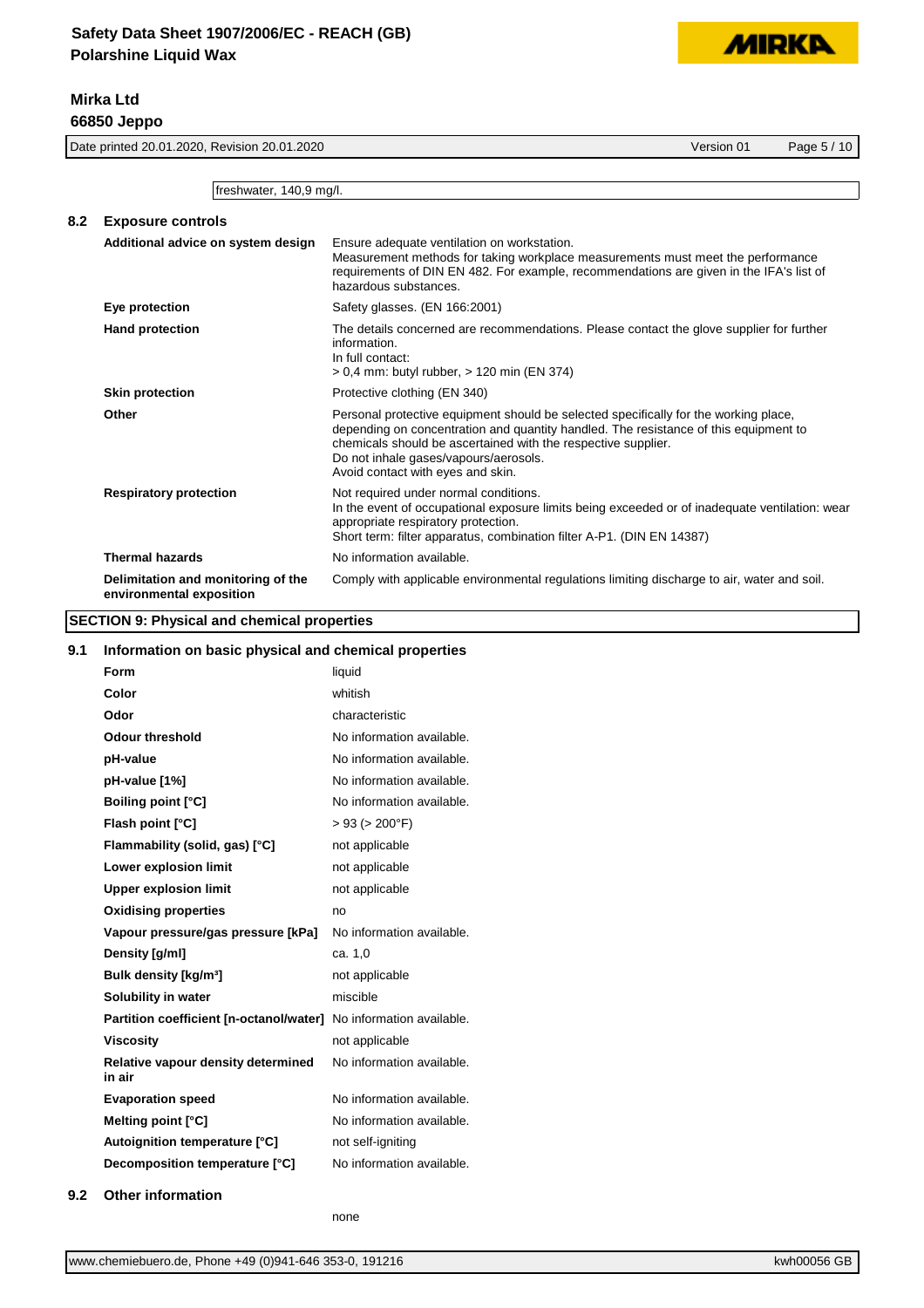| | freshwater, 140,9 mg/l. |
|---|---|

## 8.2 Exposure controls

| | |
|---|---|
| **Additional advice on system design** | Ensure adequate ventilation on workstation.<br>Measurement methods for taking workplace measurements must meet the performance requirements of DIN EN 482. For example, recommendations are given in the IFA's list of hazardous substances. |
| **Eye protection** | Safety glasses. (EN 166:2001) |
| **Hand protection** | The details concerned are recommendations. Please contact the glove supplier for further information.<br>In full contact:<br>> 0,4 mm: butyl rubber, > 120 min (EN 374) |
| **Skin protection** | Protective clothing (EN 340) |
| **Other** | Personal protective equipment should be selected specifically for the working place, depending on concentration and quantity handled. The resistance of this equipment to chemicals should be ascertained with the respective supplier.<br>Do not inhale gases/vapours/aerosols.<br>Avoid contact with eyes and skin. |
| **Respiratory protection** | Not required under normal conditions.<br>In the event of occupational exposure limits being exceeded or of inadequate ventilation: wear appropriate respiratory protection.<br>Short term: filter apparatus, combination filter A-P1. (DIN EN 14387) |
| **Thermal hazards** | No information available. |
| **Delimitation and monitoring of the environmental exposition** | Comply with applicable environmental regulations limiting discharge to air, water and soil. |

# SECTION 9: Physical and chemical properties

## 9.1 Information on basic physical and chemical properties

| | |
|---|---|
| **Form** | liquid |
| **Color** | whitish |
| **Odor** | characteristic |
| **Odour threshold** | No information available. |
| **pH-value** | No information available. |
| **pH-value [1%]** | No information available. |
| **Boiling point [°C]** | No information available. |
| **Flash point [°C]** | > 93 (> 200°F) |
| **Flammability (solid, gas) [°C]** | not applicable |
| **Lower explosion limit** | not applicable |
| **Upper explosion limit** | not applicable |
| **Oxidising properties** | no |
| **Vapour pressure/gas pressure [kPa]** | No information available. |
| **Density [g/ml]** | ca. 1,0 |
| **Bulk density [kg/m³]** | not applicable |
| **Solubility in water** | miscible |
| **Partition coefficient [n-octanol/water]** | No information available. |
| **Viscosity** | not applicable |
| **Relative vapour density determined in air** | No information available. |
| **Evaporation speed** | No information available. |
| **Melting point [°C]** | No information available. |
| **Autoignition temperature [°C]** | not self-igniting |
| **Decomposition temperature [°C]** | No information available. |

## 9.2 Other information

none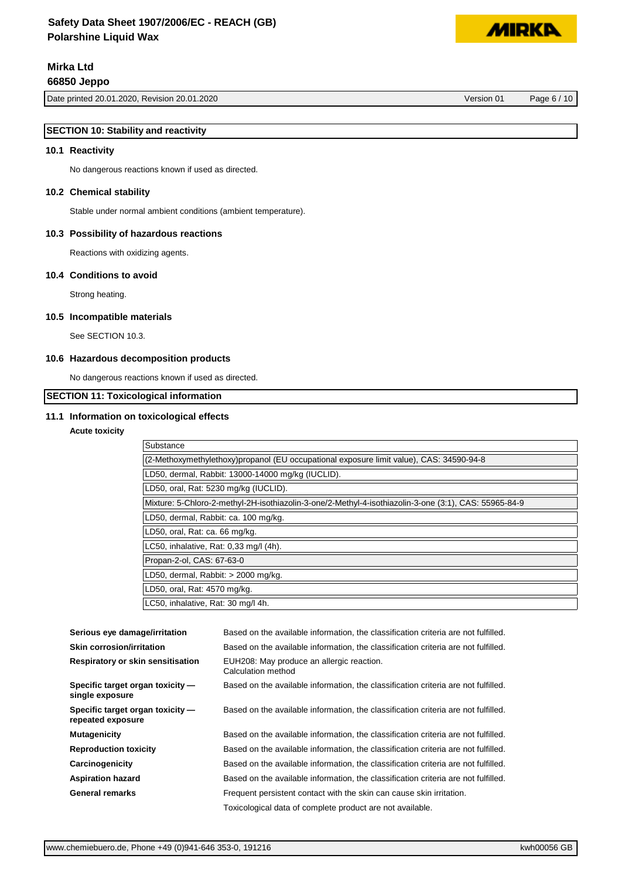## SECTION 10: Stability and reactivity

### 10.1 Reactivity

No dangerous reactions known if used as directed.

### 10.2 Chemical stability

Stable under normal ambient conditions (ambient temperature).

### 10.3 Possibility of hazardous reactions

Reactions with oxidizing agents.

### 10.4 Conditions to avoid

Strong heating.

### 10.5 Incompatible materials

See SECTION 10.3.

### 10.6 Hazardous decomposition products

No dangerous reactions known if used as directed.

## SECTION 11: Toxicological information

### 11.1 Information on toxicological effects

**Acute toxicity**

| Substance |
|---|
| (2-Methoxymethylethoxy)propanol (EU occupational exposure limit value), CAS: 34590-94-8 |
| LD50, dermal, Rabbit: 13000-14000 mg/kg (IUCLID). |
| LD50, oral, Rat: 5230 mg/kg (IUCLID). |
| Mixture: 5-Chloro-2-methyl-2H-isothiazolin-3-one/2-Methyl-4-isothiazolin-3-one (3:1), CAS: 55965-84-9 |
| LD50, dermal, Rabbit: ca. 100 mg/kg. |
| LD50, oral, Rat: ca. 66 mg/kg. |
| LC50, inhalative, Rat: 0,33 mg/l (4h). |
| Propan-2-ol, CAS: 67-63-0 |
| LD50, dermal, Rabbit: > 2000 mg/kg. |
| LD50, oral, Rat: 4570 mg/kg. |
| LC50, inhalative, Rat: 30 mg/l 4h. |

**Serious eye damage/irritation**: Based on the available information, the classification criteria are not fulfilled.

**Skin corrosion/irritation**: Based on the available information, the classification criteria are not fulfilled.

**Respiratory or skin sensitisation**: EUH208: May produce an allergic reaction.
Calculation method

**Specific target organ toxicity — single exposure**: Based on the available information, the classification criteria are not fulfilled.

**Specific target organ toxicity — repeated exposure**: Based on the available information, the classification criteria are not fulfilled.

**Mutagenicity**: Based on the available information, the classification criteria are not fulfilled.

**Reproduction toxicity**: Based on the available information, the classification criteria are not fulfilled.

**Carcinogenicity**: Based on the available information, the classification criteria are not fulfilled.

**Aspiration hazard**: Based on the available information, the classification criteria are not fulfilled.

**General remarks**: Frequent persistent contact with the skin can cause skin irritation.

Toxicological data of complete product are not available.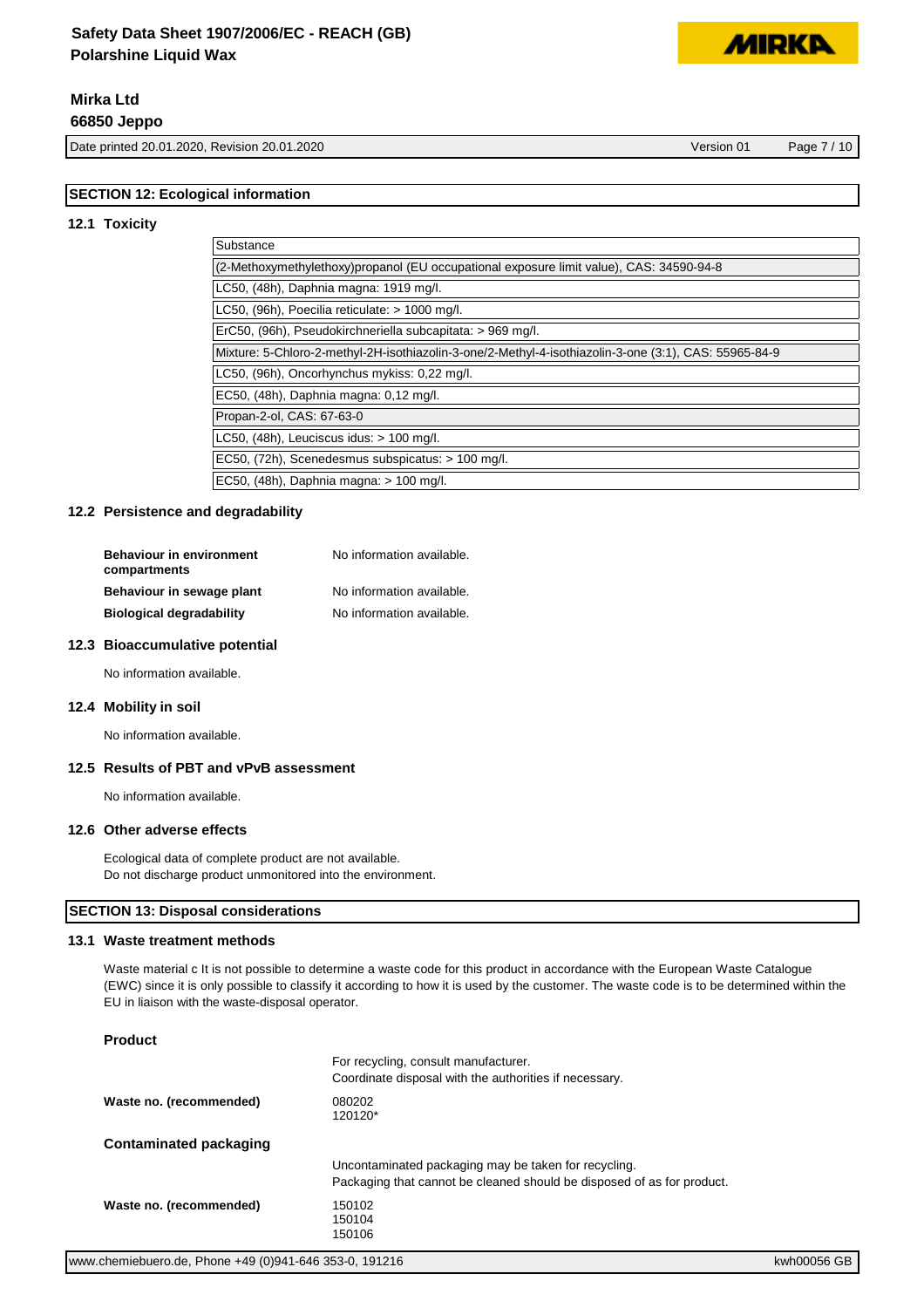## SECTION 12: Ecological information

### 12.1 Toxicity

| Substance |
|---|
| (2-Methoxymethylethoxy)propanol (EU occupational exposure limit value), CAS: 34590-94-8 |
| LC50, (48h), Daphnia magna: 1919 mg/l. |
| LC50, (96h), Poecilia reticulate: > 1000 mg/l. |
| ErC50, (96h), Pseudokirchneriella subcapitata: > 969 mg/l. |
| Mixture: 5-Chloro-2-methyl-2H-isothiazolin-3-one/2-Methyl-4-isothiazolin-3-one (3:1), CAS: 55965-84-9 |
| LC50, (96h), Oncorhynchus mykiss: 0,22 mg/l. |
| EC50, (48h), Daphnia magna: 0,12 mg/l. |
| Propan-2-ol, CAS: 67-63-0 |
| LC50, (48h), Leuciscus idus: > 100 mg/l. |
| EC50, (72h), Scenedesmus subspicatus: > 100 mg/l. |
| EC50, (48h), Daphnia magna: > 100 mg/l. |

### 12.2 Persistence and degradability

**Behaviour in environment compartments** No information available.

**Behaviour in sewage plant** No information available.

**Biological degradability** No information available.

### 12.3 Bioaccumulative potential

No information available.

### 12.4 Mobility in soil

No information available.

### 12.5 Results of PBT and vPvB assessment

No information available.

### 12.6 Other adverse effects

Ecological data of complete product are not available.
Do not discharge product unmonitored into the environment.

## SECTION 13: Disposal considerations

### 13.1 Waste treatment methods

Waste material c It is not possible to determine a waste code for this product in accordance with the European Waste Catalogue (EWC) since it is only possible to classify it according to how it is used by the customer. The waste code is to be determined within the EU in liaison with the waste-disposal operator.

**Product**

For recycling, consult manufacturer.
Coordinate disposal with the authorities if necessary.

**Waste no. (recommended)** 080202
120120*

**Contaminated packaging**

Uncontaminated packaging may be taken for recycling.
Packaging that cannot be cleaned should be disposed of as for product.

**Waste no. (recommended)** 150102
150104
150106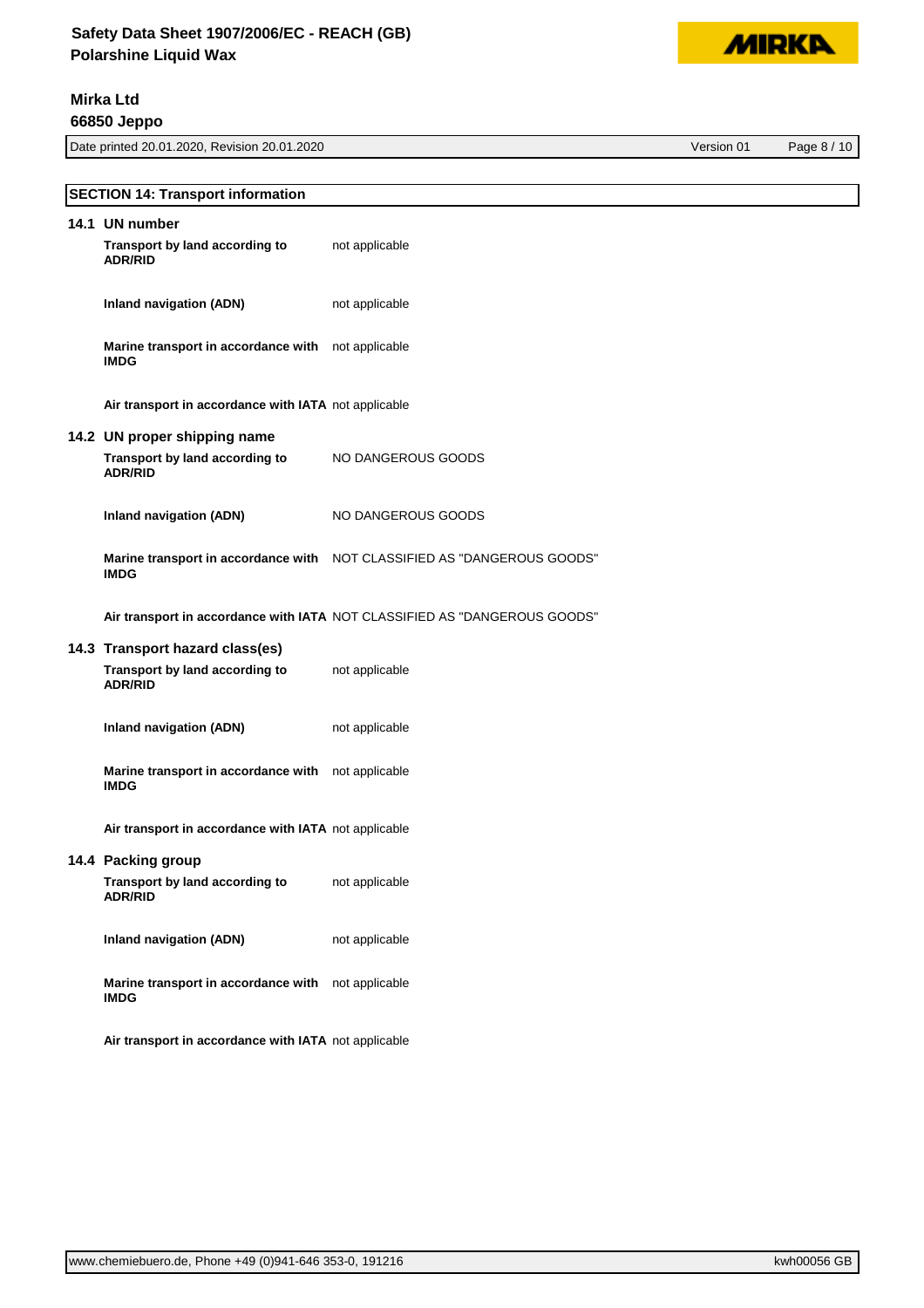## SECTION 14: Transport information

### 14.1 UN number

| | |
|---|---|
| **Transport by land according to ADR/RID** | not applicable |
| **Inland navigation (ADN)** | not applicable |
| **Marine transport in accordance with IMDG** | not applicable |
| **Air transport in accordance with IATA** | not applicable |

### 14.2 UN proper shipping name

| | |
|---|---|
| **Transport by land according to ADR/RID** | NO DANGEROUS GOODS |
| **Inland navigation (ADN)** | NO DANGEROUS GOODS |
| **Marine transport in accordance with IMDG** | NOT CLASSIFIED AS "DANGEROUS GOODS" |
| **Air transport in accordance with IATA** | NOT CLASSIFIED AS "DANGEROUS GOODS" |

### 14.3 Transport hazard class(es)

| | |
|---|---|
| **Transport by land according to ADR/RID** | not applicable |
| **Inland navigation (ADN)** | not applicable |
| **Marine transport in accordance with IMDG** | not applicable |
| **Air transport in accordance with IATA** | not applicable |

### 14.4 Packing group

| | |
|---|---|
| **Transport by land according to ADR/RID** | not applicable |
| **Inland navigation (ADN)** | not applicable |
| **Marine transport in accordance with IMDG** | not applicable |
| **Air transport in accordance with IATA** | not applicable |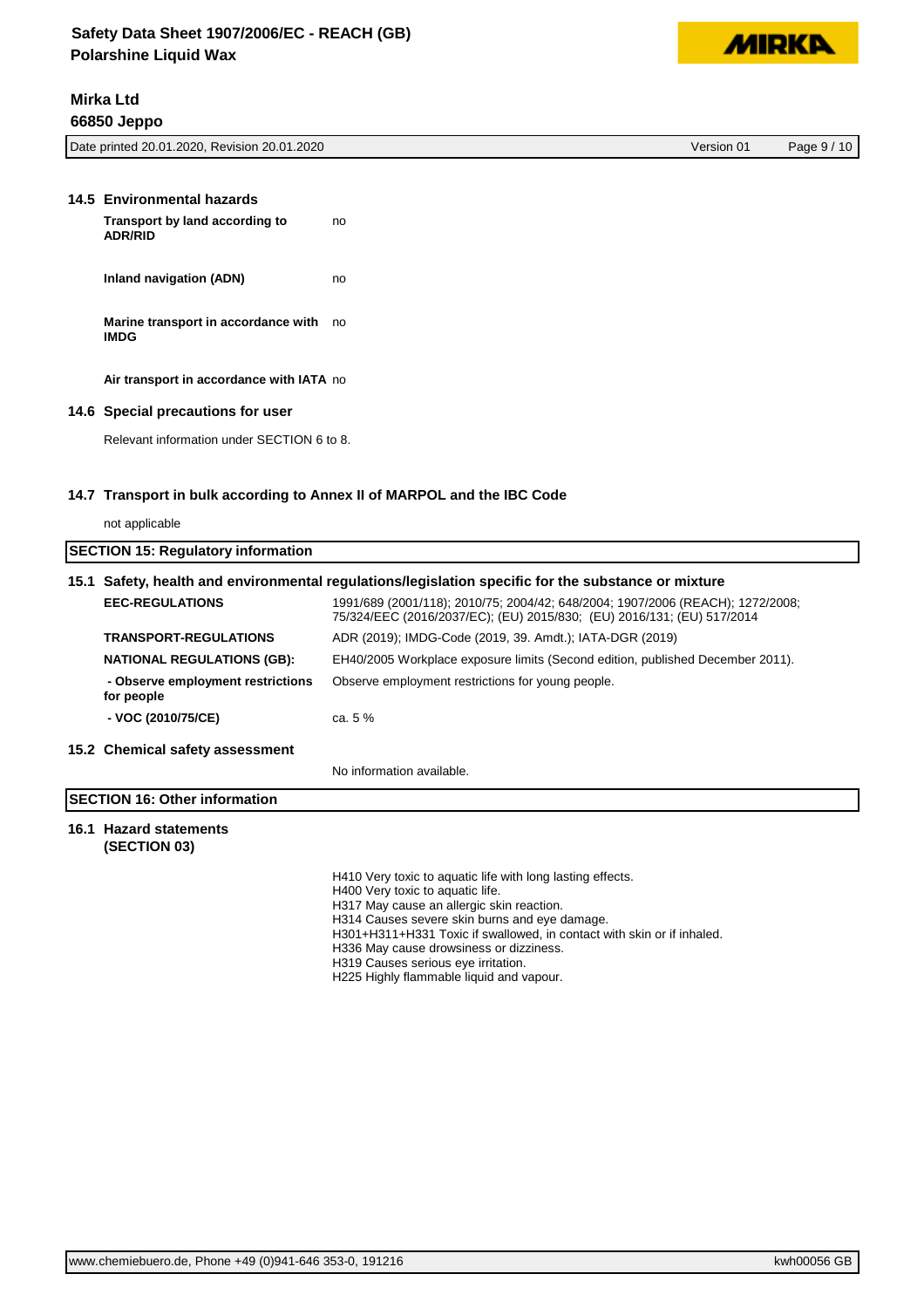### 14.5 Environmental hazards

| | |
|---|---|
| **Transport by land according to ADR/RID** | no |
| **Inland navigation (ADN)** | no |
| **Marine transport in accordance with IMDG** | no |
| **Air transport in accordance with IATA** | no |

### 14.6 Special precautions for user

Relevant information under SECTION 6 to 8.

### 14.7 Transport in bulk according to Annex II of MARPOL and the IBC Code

not applicable

## SECTION 15: Regulatory information

### 15.1 Safety, health and environmental regulations/legislation specific for the substance or mixture

| | |
|---|---|
| **EEC-REGULATIONS** | 1991/689 (2001/118); 2010/75; 2004/42; 648/2004; 1907/2006 (REACH); 1272/2008; 75/324/EEC (2016/2037/EC); (EU) 2015/830; (EU) 2016/131; (EU) 517/2014 |
| **TRANSPORT-REGULATIONS** | ADR (2019); IMDG-Code (2019, 39. Amdt.); IATA-DGR (2019) |
| **NATIONAL REGULATIONS (GB):** | EH40/2005 Workplace exposure limits (Second edition, published December 2011). |
| **- Observe employment restrictions for people** | Observe employment restrictions for young people. |
| **- VOC (2010/75/CE)** | ca. 5 % |

### 15.2 Chemical safety assessment

No information available.

## SECTION 16: Other information

### 16.1 Hazard statements (SECTION 03)

H410 Very toxic to aquatic life with long lasting effects.
H400 Very toxic to aquatic life.
H317 May cause an allergic skin reaction.
H314 Causes severe skin burns and eye damage.
H301+H311+H331 Toxic if swallowed, in contact with skin or if inhaled.
H336 May cause drowsiness or dizziness.
H319 Causes serious eye irritation.
H225 Highly flammable liquid and vapour.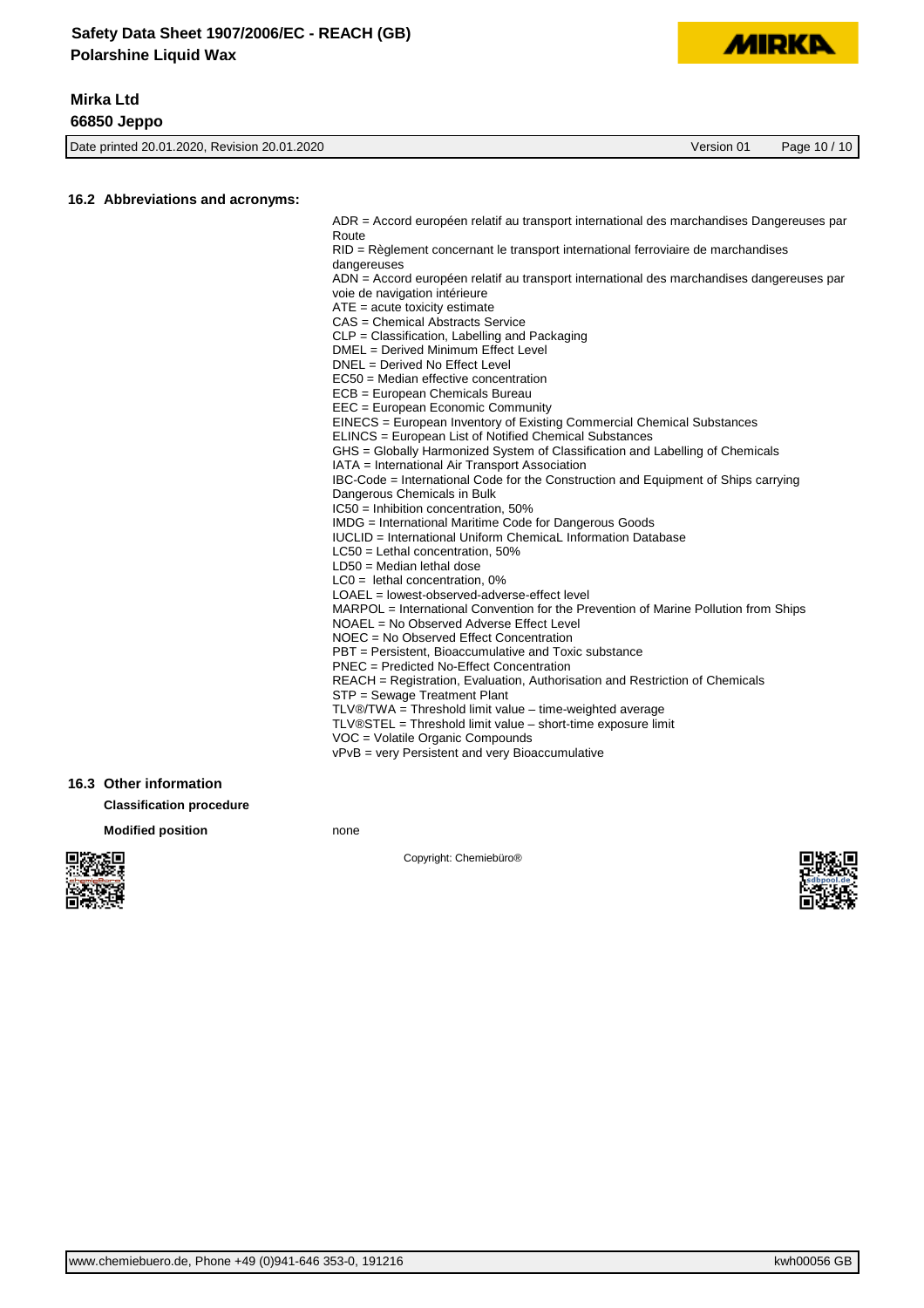### 16.2 Abbreviations and acronyms:

ADR = Accord européen relatif au transport international des marchandises Dangereuses par Route
RID = Règlement concernant le transport international ferroviaire de marchandises dangereuses
ADN = Accord européen relatif au transport international des marchandises dangereuses par voie de navigation intérieure
ATE = acute toxicity estimate
CAS = Chemical Abstracts Service
CLP = Classification, Labelling and Packaging
DMEL = Derived Minimum Effect Level
DNEL = Derived No Effect Level
EC50 = Median effective concentration
ECB = European Chemicals Bureau
EEC = European Economic Community
EINECS = European Inventory of Existing Commercial Chemical Substances
ELINCS = European List of Notified Chemical Substances
GHS = Globally Harmonized System of Classification and Labelling of Chemicals
IATA = International Air Transport Association
IBC-Code = International Code for the Construction and Equipment of Ships carrying Dangerous Chemicals in Bulk
IC50 = Inhibition concentration, 50%
IMDG = International Maritime Code for Dangerous Goods
IUCLID = International Uniform ChemicaL Information Database
LC50 = Lethal concentration, 50%
LD50 = Median lethal dose
LC0 = lethal concentration, 0%
LOAEL = lowest-observed-adverse-effect level
MARPOL = International Convention for the Prevention of Marine Pollution from Ships
NOAEL = No Observed Adverse Effect Level
NOEC = No Observed Effect Concentration
PBT = Persistent, Bioaccumulative and Toxic substance
PNEC = Predicted No-Effect Concentration
REACH = Registration, Evaluation, Authorisation and Restriction of Chemicals
STP = Sewage Treatment Plant
TLV®/TWA = Threshold limit value – time-weighted average
TLV®STEL = Threshold limit value – short-time exposure limit
VOC = Volatile Organic Compounds
vPvB = very Persistent and very Bioaccumulative

### 16.3 Other information

**Classification procedure**

**Modified position** none

Copyright: Chemiebüro®